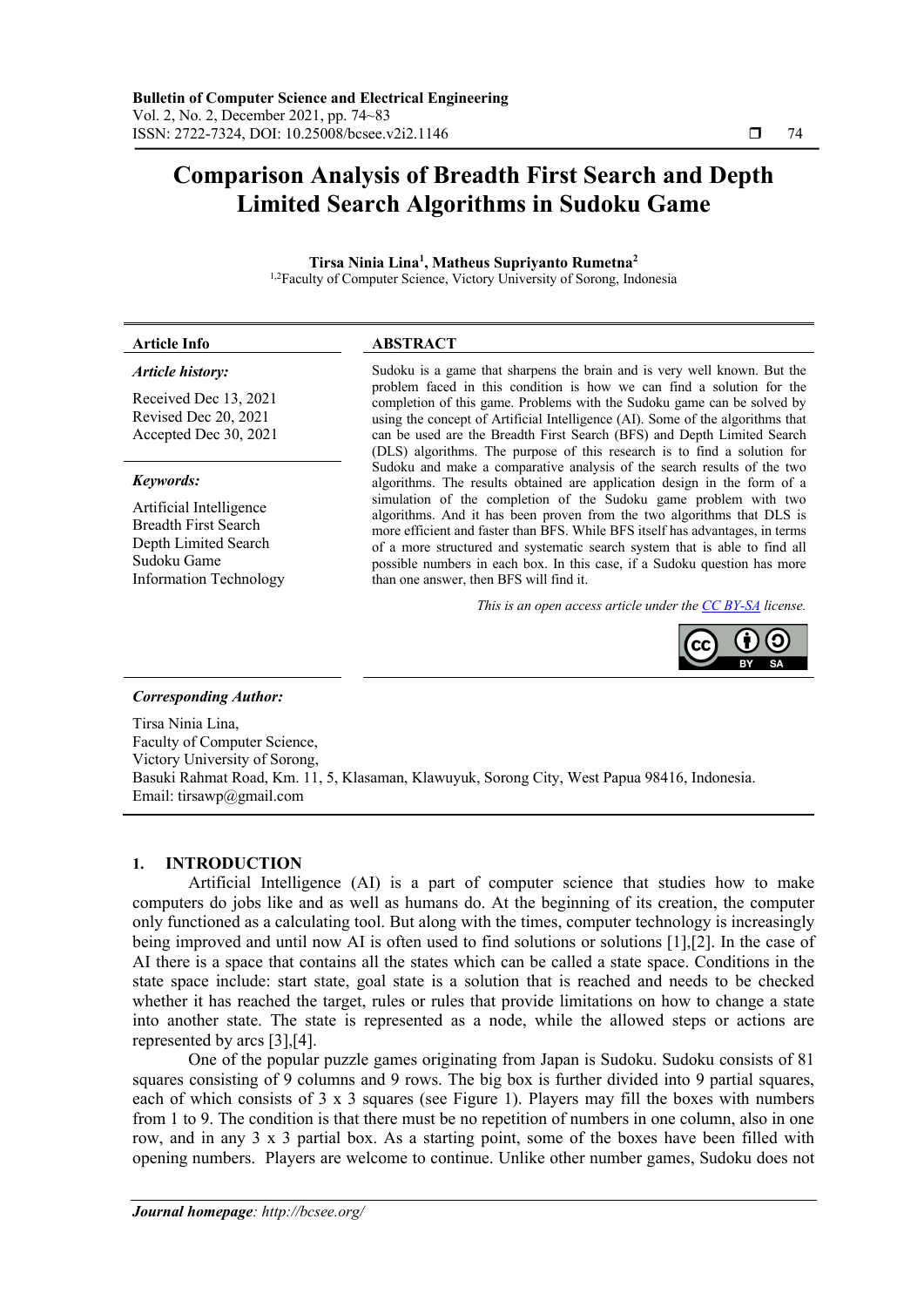# Comparison Analysis of Breadth First Search and Depth Limited Search Algorithms in Sudoku Game

**Tirsa Ninia Lina[1], Matheus Supriyanto Rumetna[2]**

[1,2]Faculty of Computer Science, Victory University of Sorong, Indonesia

| **Article Info** | **ABSTRACT** |
|---|---|
| ***Article history:***<br><br>Received Dec 13, 2021<br>Revised Dec 20, 2021<br>Accepted Dec 30, 2021<br><br>***Keywords:***<br><br>Artificial Intelligence<br>Breadth First Search<br>Depth Limited Search<br>Sudoku Game<br>Information Technology | Sudoku is a game that sharpens the brain and is very well known. But the problem faced in this condition is how we can find a solution for the completion of this game. Problems with the Sudoku game can be solved by using the concept of Artificial Intelligence (AI). Some of the algorithms that can be used are the Breadth First Search (BFS) and Depth Limited Search (DLS) algorithms. The purpose of this research is to find a solution for Sudoku and make a comparative analysis of the search results of the two algorithms. The results obtained are application design in the form of a simulation of the completion of the Sudoku game problem with two algorithms. And it has been proven from the two algorithms that DLS is more efficient and faster than BFS. While BFS itself has advantages, in terms of a more structured and systematic search system that is able to find all possible numbers in each box. In this case, if a Sudoku question has more than one answer, then BFS will find it.<br><br>*This is an open access article under the CC BY-SA license.* |

***Corresponding Author:***

Tirsa Ninia Lina,
Faculty of Computer Science,
Victory University of Sorong,
Basuki Rahmat Road, Km. 11, 5, Klasaman, Klawuyuk, Sorong City, West Papua 98416, Indonesia.
Email: tirsawp@gmail.com

## 1. INTRODUCTION

Artificial Intelligence (AI) is a part of computer science that studies how to make computers do jobs like and as well as humans do. At the beginning of its creation, the computer only functioned as a calculating tool. But along with the times, computer technology is increasingly being improved and until now AI is often used to find solutions or solutions [1],[2]. In the case of AI there is a space that contains all the states which can be called a state space. Conditions in the state space include: start state, goal state is a solution that is reached and needs to be checked whether it has reached the target, rules or rules that provide limitations on how to change a state into another state. The state is represented as a node, while the allowed steps or actions are represented by arcs [3],[4].

One of the popular puzzle games originating from Japan is Sudoku. Sudoku consists of 81 squares consisting of 9 columns and 9 rows. The big box is further divided into 9 partial squares, each of which consists of 3 x 3 squares (see Figure 1). Players may fill the boxes with numbers from 1 to 9. The condition is that there must be no repetition of numbers in one column, also in one row, and in any 3 x 3 partial box. As a starting point, some of the boxes have been filled with opening numbers. Players are welcome to continue. Unlike other number games, Sudoku does not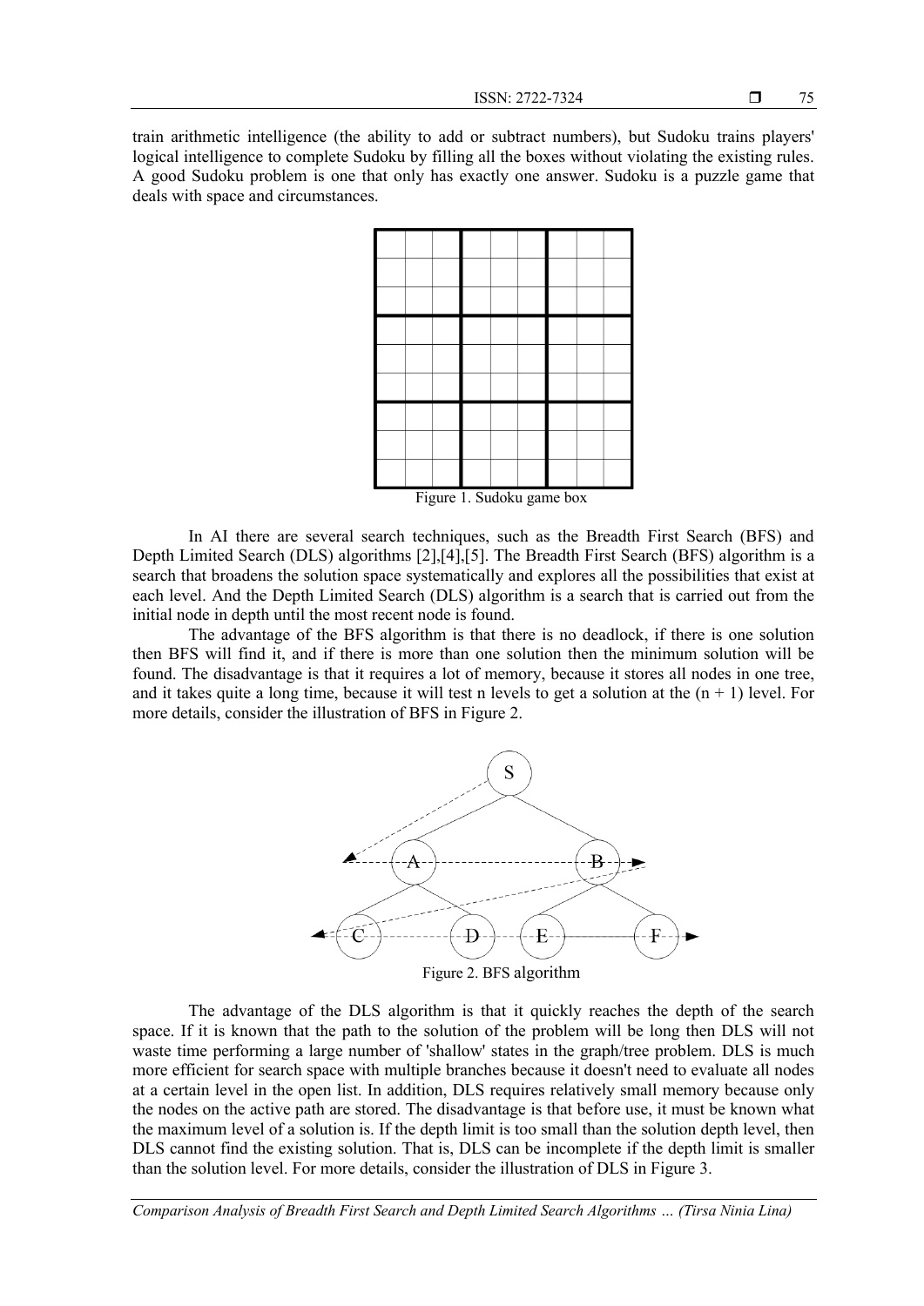train arithmetic intelligence (the ability to add or subtract numbers), but Sudoku trains players' logical intelligence to complete Sudoku by filling all the boxes without violating the existing rules. A good Sudoku problem is one that only has exactly one answer. Sudoku is a puzzle game that deals with space and circumstances.

Figure 1. Sudoku game box

In AI there are several search techniques, such as the Breadth First Search (BFS) and Depth Limited Search (DLS) algorithms [2],[4],[5]. The Breadth First Search (BFS) algorithm is a search that broadens the solution space systematically and explores all the possibilities that exist at each level. And the Depth Limited Search (DLS) algorithm is a search that is carried out from the initial node in depth until the most recent node is found.

The advantage of the BFS algorithm is that there is no deadlock, if there is one solution then BFS will find it, and if there is more than one solution then the minimum solution will be found. The disadvantage is that it requires a lot of memory, because it stores all nodes in one tree, and it takes quite a long time, because it will test n levels to get a solution at the $(n + 1)$ level. For more details, consider the illustration of BFS in Figure 2.

Figure 2. BFS algorithm

The advantage of the DLS algorithm is that it quickly reaches the depth of the search space. If it is known that the path to the solution of the problem will be long then DLS will not waste time performing a large number of 'shallow' states in the graph/tree problem. DLS is much more efficient for search space with multiple branches because it doesn't need to evaluate all nodes at a certain level in the open list. In addition, DLS requires relatively small memory because only the nodes on the active path are stored. The disadvantage is that before use, it must be known what the maximum level of a solution is. If the depth limit is too small than the solution depth level, then DLS cannot find the existing solution. That is, DLS can be incomplete if the depth limit is smaller than the solution level. For more details, consider the illustration of DLS in Figure 3.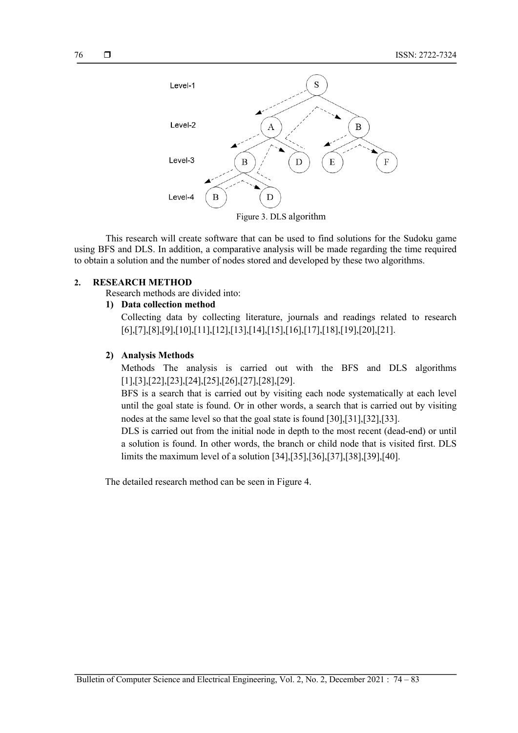Figure 3. DLS algorithm

This research will create software that can be used to find solutions for the Sudoku game using BFS and DLS. In addition, a comparative analysis will be made regarding the time required to obtain a solution and the number of nodes stored and developed by these two algorithms.

## 2. RESEARCH METHOD

Research methods are divided into:

**1) Data collection method**

Collecting data by collecting literature, journals and readings related to research [6],[7],[8],[9],[10],[11],[12],[13],[14],[15],[16],[17],[18],[19],[20],[21].

**2) Analysis Methods**

Methods The analysis is carried out with the BFS and DLS algorithms [1],[3],[22],[23],[24],[25],[26],[27],[28],[29].

BFS is a search that is carried out by visiting each node systematically at each level until the goal state is found. Or in other words, a search that is carried out by visiting nodes at the same level so that the goal state is found [30],[31],[32],[33].

DLS is carried out from the initial node in depth to the most recent (dead-end) or until a solution is found. In other words, the branch or child node that is visited first. DLS limits the maximum level of a solution [34],[35],[36],[37],[38],[39],[40].

The detailed research method can be seen in Figure 4.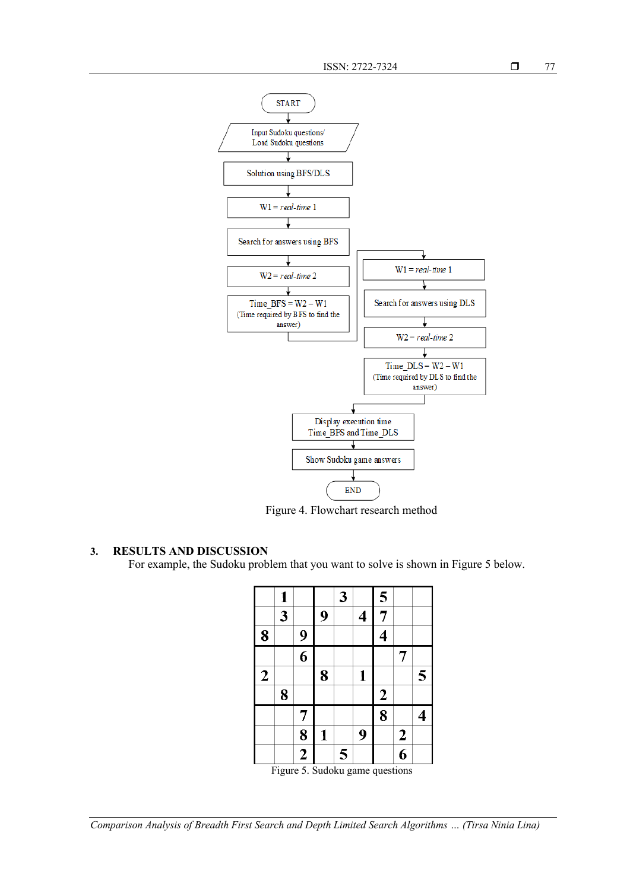START

Input Sudoku questions/ Load Sudoku questions

Solution using BFS/DLS

W1 = *real-time* 1

Search for answers using BFS

W2 = *real-time* 2

Time_BFS = W2 – W1
(Time required by BFS to find the answer)

W1 = *real-time* 1

Search for answers using DLS

W2 = *real-time* 2

Time_DLS = W2 – W1
(Time required by DLS to find the answer)

Display execution time
Time_BFS and Time_DLS

Show Sudoku game answers

END

Figure 4. Flowchart research method

## 3. RESULTS AND DISCUSSION

For example, the Sudoku problem that you want to solve is shown in Figure 5 below.

| | 1 | | | 3 | | 5 | | |
|---|---|---|---|---|---|---|---|---|
| | 3 | | 9 | | 4 | 7 | | |
| 8 | | 9 | | | | 4 | | |
| | | 6 | | | | | 7 | |
| 2 | | | 8 | | 1 | | | 5 |
| | 8 | | | | | 2 | | |
| | | 7 | | | | 8 | | 4 |
| | | 8 | 1 | | 9 | | 2 | |
| | | 2 | | 5 | | | 6 | |

Figure 5. Sudoku game questions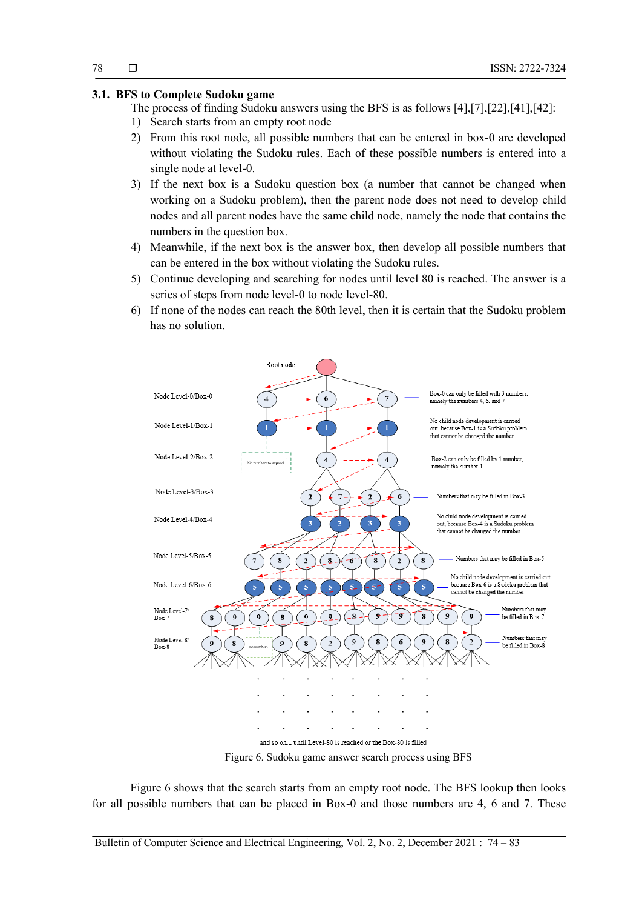### 3.1. BFS to Complete Sudoku game

The process of finding Sudoku answers using the BFS is as follows [4],[7],[22],[41],[42]:

1) Search starts from an empty root node
2) From this root node, all possible numbers that can be entered in box-0 are developed without violating the Sudoku rules. Each of these possible numbers is entered into a single node at level-0.
3) If the next box is a Sudoku question box (a number that cannot be changed when working on a Sudoku problem), then the parent node does not need to develop child nodes and all parent nodes have the same child node, namely the node that contains the numbers in the question box.
4) Meanwhile, if the next box is the answer box, then develop all possible numbers that can be entered in the box without violating the Sudoku rules.
5) Continue developing and searching for nodes until level 80 is reached. The answer is a series of steps from node level-0 to node level-80.
6) If none of the nodes can reach the 80th level, then it is certain that the Sudoku problem has no solution.

Figure 6. Sudoku game answer search process using BFS

Figure 6 shows that the search starts from an empty root node. The BFS lookup then looks for all possible numbers that can be placed in Box-0 and those numbers are 4, 6 and 7. These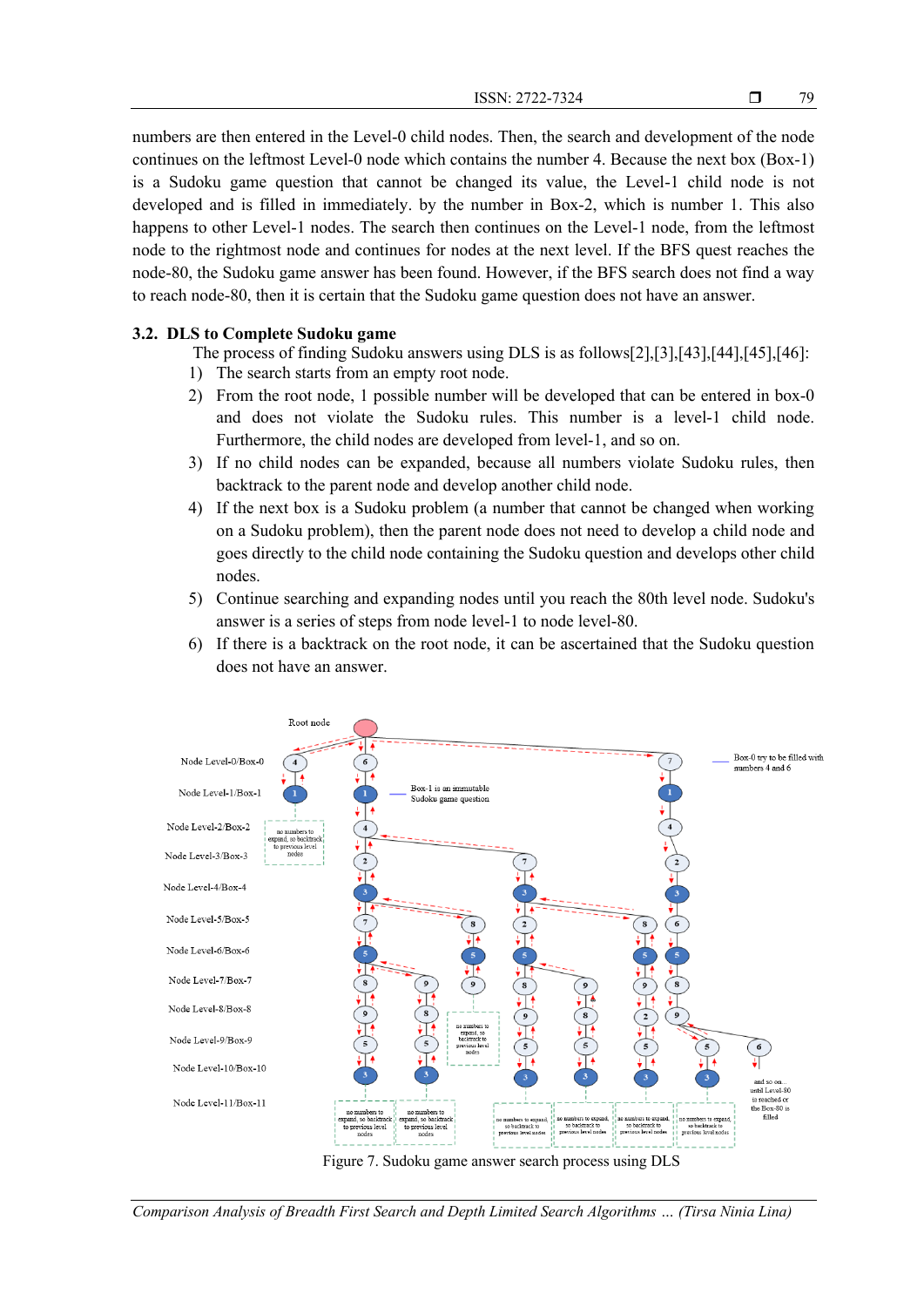numbers are then entered in the Level-0 child nodes. Then, the search and development of the node continues on the leftmost Level-0 node which contains the number 4. Because the next box (Box-1) is a Sudoku game question that cannot be changed its value, the Level-1 child node is not developed and is filled in immediately. by the number in Box-2, which is number 1. This also happens to other Level-1 nodes. The search then continues on the Level-1 node, from the leftmost node to the rightmost node and continues for nodes at the next level. If the BFS quest reaches the node-80, the Sudoku game answer has been found. However, if the BFS search does not find a way to reach node-80, then it is certain that the Sudoku game question does not have an answer.

### 3.2. DLS to Complete Sudoku game

The process of finding Sudoku answers using DLS is as follows[2],[3],[43],[44],[45],[46]:

1) The search starts from an empty root node.
2) From the root node, 1 possible number will be developed that can be entered in box-0 and does not violate the Sudoku rules. This number is a level-1 child node. Furthermore, the child nodes are developed from level-1, and so on.
3) If no child nodes can be expanded, because all numbers violate Sudoku rules, then backtrack to the parent node and develop another child node.
4) If the next box is a Sudoku problem (a number that cannot be changed when working on a Sudoku problem), then the parent node does not need to develop a child node and goes directly to the child node containing the Sudoku question and develops other child nodes.
5) Continue searching and expanding nodes until you reach the 80th level node. Sudoku's answer is a series of steps from node level-1 to node level-80.
6) If there is a backtrack on the root node, it can be ascertained that the Sudoku question does not have an answer.

Figure 7. Sudoku game answer search process using DLS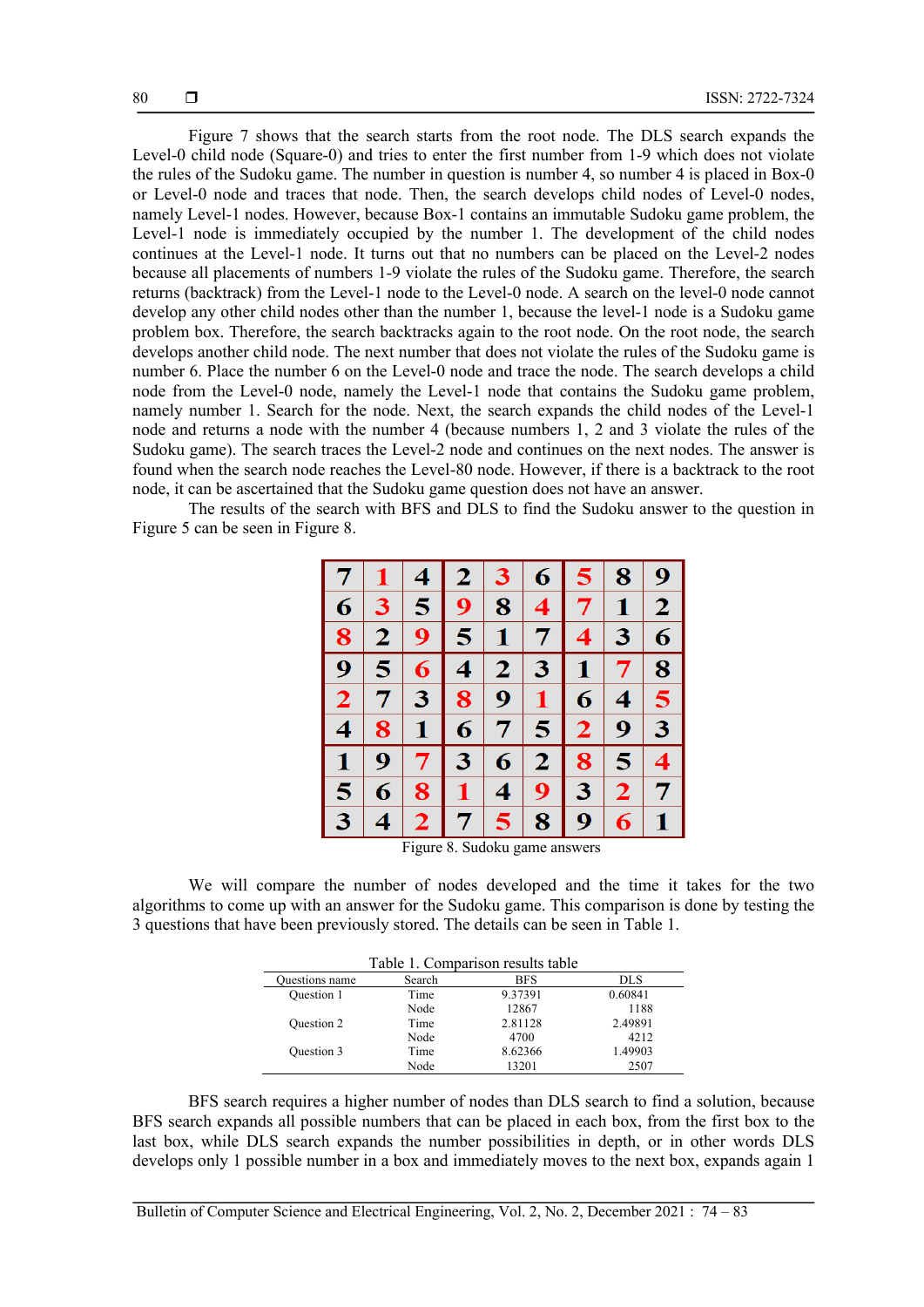Figure 7 shows that the search starts from the root node. The DLS search expands the Level-0 child node (Square-0) and tries to enter the first number from 1-9 which does not violate the rules of the Sudoku game. The number in question is number 4, so number 4 is placed in Box-0 or Level-0 node and traces that node. Then, the search develops child nodes of Level-0 nodes, namely Level-1 nodes. However, because Box-1 contains an immutable Sudoku game problem, the Level-1 node is immediately occupied by the number 1. The development of the child nodes continues at the Level-1 node. It turns out that no numbers can be placed on the Level-2 nodes because all placements of numbers 1-9 violate the rules of the Sudoku game. Therefore, the search returns (backtrack) from the Level-1 node to the Level-0 node. A search on the level-0 node cannot develop any other child nodes other than the number 1, because the level-1 node is a Sudoku game problem box. Therefore, the search backtracks again to the root node. On the root node, the search develops another child node. The next number that does not violate the rules of the Sudoku game is number 6. Place the number 6 on the Level-0 node and trace the node. The search develops a child node from the Level-0 node, namely the Level-1 node that contains the Sudoku game problem, namely number 1. Search for the node. Next, the search expands the child nodes of the Level-1 node and returns a node with the number 4 (because numbers 1, 2 and 3 violate the rules of the Sudoku game). The search traces the Level-2 node and continues on the next nodes. The answer is found when the search node reaches the Level-80 node. However, if there is a backtrack to the root node, it can be ascertained that the Sudoku game question does not have an answer.

The results of the search with BFS and DLS to find the Sudoku answer to the question in Figure 5 can be seen in Figure 8.

| 7 | 1 | 4 | 2 | 3 | 6 | 5 | 8 | 9 |
|---|---|---|---|---|---|---|---|---|
| 6 | 3 | 5 | 9 | 8 | 4 | 7 | 1 | 2 |
| 8 | 2 | 9 | 5 | 1 | 7 | 4 | 3 | 6 |
| 9 | 5 | 6 | 4 | 2 | 3 | 1 | 7 | 8 |
| 2 | 7 | 3 | 8 | 9 | 1 | 6 | 4 | 5 |
| 4 | 8 | 1 | 6 | 7 | 5 | 2 | 9 | 3 |
| 1 | 9 | 7 | 3 | 6 | 2 | 8 | 5 | 4 |
| 5 | 6 | 8 | 1 | 4 | 9 | 3 | 2 | 7 |
| 3 | 4 | 2 | 7 | 5 | 8 | 9 | 6 | 1 |

Figure 8. Sudoku game answers

We will compare the number of nodes developed and the time it takes for the two algorithms to come up with an answer for the Sudoku game. This comparison is done by testing the 3 questions that have been previously stored. The details can be seen in Table 1.

Table 1. Comparison results table

| Questions name | Search | BFS | DLS |
|---|---|---|---|
| Question 1 | Time | 9.37391 | 0.60841 |
| | Node | 12867 | 1188 |
| Question 2 | Time | 2.81128 | 2.49891 |
| | Node | 4700 | 4212 |
| Question 3 | Time | 8.62366 | 1.49903 |
| | Node | 13201 | 2507 |

BFS search requires a higher number of nodes than DLS search to find a solution, because BFS search expands all possible numbers that can be placed in each box, from the first box to the last box, while DLS search expands the number possibilities in depth, or in other words DLS develops only 1 possible number in a box and immediately moves to the next box, expands again 1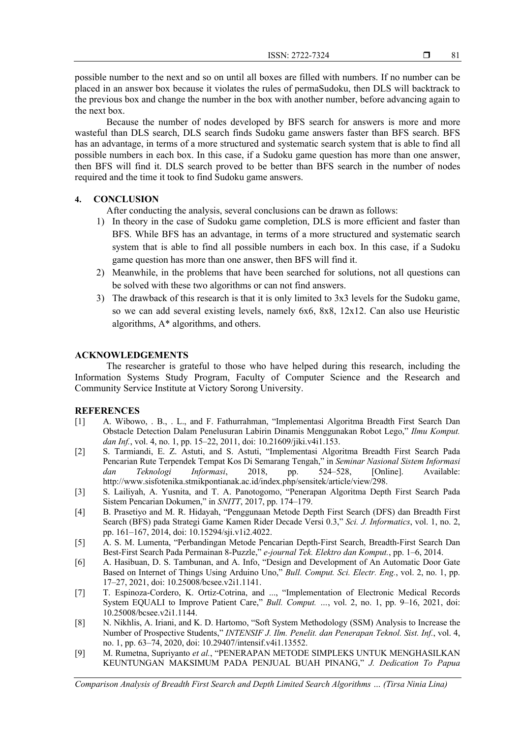possible number to the next and so on until all boxes are filled with numbers. If no number can be placed in an answer box because it violates the rules of permaSudoku, then DLS will backtrack to the previous box and change the number in the box with another number, before advancing again to the next box.

Because the number of nodes developed by BFS search for answers is more and more wasteful than DLS search, DLS search finds Sudoku game answers faster than BFS search. BFS has an advantage, in terms of a more structured and systematic search system that is able to find all possible numbers in each box. In this case, if a Sudoku game question has more than one answer, then BFS will find it. DLS search proved to be better than BFS search in the number of nodes required and the time it took to find Sudoku game answers.

## 4. CONCLUSION

After conducting the analysis, several conclusions can be drawn as follows:

1) In theory in the case of Sudoku game completion, DLS is more efficient and faster than BFS. While BFS has an advantage, in terms of a more structured and systematic search system that is able to find all possible numbers in each box. In this case, if a Sudoku game question has more than one answer, then BFS will find it.
2) Meanwhile, in the problems that have been searched for solutions, not all questions can be solved with these two algorithms or can not find answers.
3) The drawback of this research is that it is only limited to 3x3 levels for the Sudoku game, so we can add several existing levels, namely 6x6, 8x8, 12x12. Can also use Heuristic algorithms, A* algorithms, and others.

## ACKNOWLEDGEMENTS

The researcher is grateful to those who have helped during this research, including the Information Systems Study Program, Faculty of Computer Science and the Research and Community Service Institute at Victory Sorong University.

## REFERENCES

[1] A. Wibowo, . B., . L., and F. Fathurrahman, "Implementasi Algoritma Breadth First Search Dan Obstacle Detection Dalam Penelusuran Labirin Dinamis Menggunakan Robot Lego," *Ilmu Komput. dan Inf.*, vol. 4, no. 1, pp. 15–22, 2011, doi: 10.21609/jiki.v4i1.153.

[2] S. Tarmiandi, E. Z. Astuti, and S. Astuti, "Implementasi Algoritma Breadth First Search Pada Pencarian Rute Terpendek Tempat Kos Di Semarang Tengah," in *Seminar Nasional Sistem Informasi dan Teknologi Informasi*, 2018, pp. 524–528, [Online]. Available: http://www.sisfotenika.stmikpontianak.ac.id/index.php/sensitek/article/view/298.

[3] S. Lailiyah, A. Yusnita, and T. A. Panotogomo, "Penerapan Algoritma Depth First Search Pada Sistem Pencarian Dokumen," in *SNITT*, 2017, pp. 174–179.

[4] B. Prasetiyo and M. R. Hidayah, "Penggunaan Metode Depth First Search (DFS) dan Breadth First Search (BFS) pada Strategi Game Kamen Rider Decade Versi 0.3," *Sci. J. Informatics*, vol. 1, no. 2, pp. 161–167, 2014, doi: 10.15294/sji.v1i2.4022.

[5] A. S. M. Lumenta, "Perbandingan Metode Pencarian Depth-First Search, Breadth-First Search Dan Best-First Search Pada Permainan 8-Puzzle," *e-journal Tek. Elektro dan Komput.*, pp. 1–6, 2014.

[6] A. Hasibuan, D. S. Tambunan, and A. Info, "Design and Development of An Automatic Door Gate Based on Internet of Things Using Arduino Uno," *Bull. Comput. Sci. Electr. Eng.*, vol. 2, no. 1, pp. 17–27, 2021, doi: 10.25008/bcsee.v2i1.1141.

[7] T. Espinoza-Cordero, K. Ortiz-Cotrina, and ..., "Implementation of Electronic Medical Records System EQUALI to Improve Patient Care," *Bull. Comput. ...*, vol. 2, no. 1, pp. 9–16, 2021, doi: 10.25008/bcsee.v2i1.1144.

[8] N. Nikhlis, A. Iriani, and K. D. Hartomo, "Soft System Methodology (SSM) Analysis to Increase the Number of Prospective Students," *INTENSIF J. Ilm. Penelit. dan Penerapan Teknol. Sist. Inf.*, vol. 4, no. 1, pp. 63–74, 2020, doi: 10.29407/intensif.v4i1.13552.

[9] M. Rumetna, Supriyanto *et al.*, "PENERAPAN METODE SIMPLEKS UNTUK MENGHASILKAN KEUNTUNGAN MAKSIMUM PADA PENJUAL BUAH PINANG," *J. Dedication To Papua*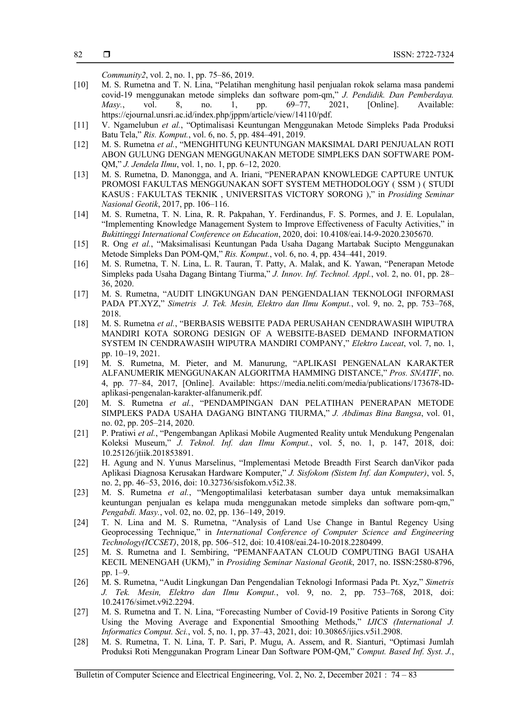*Community2*, vol. 2, no. 1, pp. 75–86, 2019.

[10] M. S. Rumetna and T. N. Lina, "Pelatihan menghitung hasil penjualan rokok selama masa pandemi covid-19 menggunakan metode simpleks dan software pom-qm," *J. Pendidik. Dan Pemberdaya. Masy.*, vol. 8, no. 1, pp. 69–77, 2021, [Online]. Available: https://ejournal.unsri.ac.id/index.php/jppm/article/view/14110/pdf.

[11] V. Ngamelubun *et al.*, "Optimalisasi Keuntungan Menggunakan Metode Simpleks Pada Produksi Batu Tela," *Ris. Komput.*, vol. 6, no. 5, pp. 484–491, 2019.

[12] M. S. Rumetna *et al.*, "MENGHITUNG KEUNTUNGAN MAKSIMAL DARI PENJUALAN ROTI ABON GULUNG DENGAN MENGGUNAKAN METODE SIMPLEKS DAN SOFTWARE POM-QM," *J. Jendela Ilmu*, vol. 1, no. 1, pp. 6–12, 2020.

[13] M. S. Rumetna, D. Manongga, and A. Iriani, "PENERAPAN KNOWLEDGE CAPTURE UNTUK PROMOSI FAKULTAS MENGGUNAKAN SOFT SYSTEM METHODOLOGY ( SSM ) ( STUDI KASUS : FAKULTAS TEKNIK , UNIVERSITAS VICTORY SORONG )," in *Prosiding Seminar Nasional Geotik*, 2017, pp. 106–116.

[14] M. S. Rumetna, T. N. Lina, R. R. Pakpahan, Y. Ferdinandus, F. S. Pormes, and J. E. Lopulalan, "Implementing Knowledge Management System to Improve Effectiveness of Faculty Activities," in *Bukittinggi International Conference on Education*, 2020, doi: 10.4108/eai.14-9-2020.2305670.

[15] R. Ong *et al.*, "Maksimalisasi Keuntungan Pada Usaha Dagang Martabak Sucipto Menggunakan Metode Simpleks Dan POM-QM," *Ris. Komput.*, vol. 6, no. 4, pp. 434–441, 2019.

[16] M. S. Rumetna, T. N. Lina, L. R. Tauran, T. Patty, A. Malak, and K. Yawan, "Penerapan Metode Simpleks pada Usaha Dagang Bintang Tiurma," *J. Innov. Inf. Technol. Appl.*, vol. 2, no. 01, pp. 28–36, 2020.

[17] M. S. Rumetna, "AUDIT LINGKUNGAN DAN PENGENDALIAN TEKNOLOGI INFORMASI PADA PT.XYZ," *Simetris J. Tek. Mesin, Elektro dan Ilmu Komput.*, vol. 9, no. 2, pp. 753–768, 2018.

[18] M. S. Rumetna *et al.*, "BERBASIS WEBSITE PADA PERUSAHAN CENDRAWASIH WIPUTRA MANDIRI KOTA SORONG DESIGN OF A WEBSITE-BASED DEMAND INFORMATION SYSTEM IN CENDRAWASIH WIPUTRA MANDIRI COMPANY," *Elektro Luceat*, vol. 7, no. 1, pp. 10–19, 2021.

[19] M. S. Rumetna, M. Pieter, and M. Manurung, "APLIKASI PENGENALAN KARAKTER ALFANUMERIK MENGGUNAKAN ALGORITMA HAMMING DISTANCE," *Pros. SNATIF*, no. 4, pp. 77–84, 2017, [Online]. Available: https://media.neliti.com/media/publications/173678-ID-aplikasi-pengenalan-karakter-alfanumerik.pdf.

[20] M. S. Rumetna *et al.*, "PENDAMPINGAN DAN PELATIHAN PENERAPAN METODE SIMPLEKS PADA USAHA DAGANG BINTANG TIURMA," *J. Abdimas Bina Bangsa*, vol. 01, no. 02, pp. 205–214, 2020.

[21] P. Pratiwi *et al.*, "Pengembangan Aplikasi Mobile Augmented Reality untuk Mendukung Pengenalan Koleksi Museum," *J. Teknol. Inf. dan Ilmu Komput.*, vol. 5, no. 1, p. 147, 2018, doi: 10.25126/jtiik.201853891.

[22] H. Agung and N. Yunus Marselinus, "Implementasi Metode Breadth First Search danVikor pada Aplikasi Diagnosa Kerusakan Hardware Komputer," *J. Sisfokom (Sistem Inf. dan Komputer)*, vol. 5, no. 2, pp. 46–53, 2016, doi: 10.32736/sisfokom.v5i2.38.

[23] M. S. Rumetna *et al.*, "Mengoptimalilasi keterbatasan sumber daya untuk memaksimalkan keuntungan penjualan es kelapa muda menggunakan metode simpleks dan software pom-qm," *Pengabdi. Masy.*, vol. 02, no. 02, pp. 136–149, 2019.

[24] T. N. Lina and M. S. Rumetna, "Analysis of Land Use Change in Bantul Regency Using Geoprocessing Technique," in *International Conference of Computer Science and Engineering Technology(ICCSET)*, 2018, pp. 506–512, doi: 10.4108/eai.24-10-2018.2280499.

[25] M. S. Rumetna and I. Sembiring, "PEMANFAATAN CLOUD COMPUTING BAGI USAHA KECIL MENENGAH (UKM)," in *Prosiding Seminar Nasional Geotik*, 2017, no. ISSN:2580-8796, pp. 1–9.

[26] M. S. Rumetna, "Audit Lingkungan Dan Pengendalian Teknologi Informasi Pada Pt. Xyz," *Simetris J. Tek. Mesin, Elektro dan Ilmu Komput.*, vol. 9, no. 2, pp. 753–768, 2018, doi: 10.24176/simet.v9i2.2294.

[27] M. S. Rumetna and T. N. Lina, "Forecasting Number of Covid-19 Positive Patients in Sorong City Using the Moving Average and Exponential Smoothing Methods," *IJICS (International J. Informatics Comput. Sci.*, vol. 5, no. 1, pp. 37–43, 2021, doi: 10.30865/ijics.v5i1.2908.

[28] M. S. Rumetna, T. N. Lina, T. P. Sari, P. Mugu, A. Assem, and R. Sianturi, "Optimasi Jumlah Produksi Roti Menggunakan Program Linear Dan Software POM-QM," *Comput. Based Inf. Syst. J.*,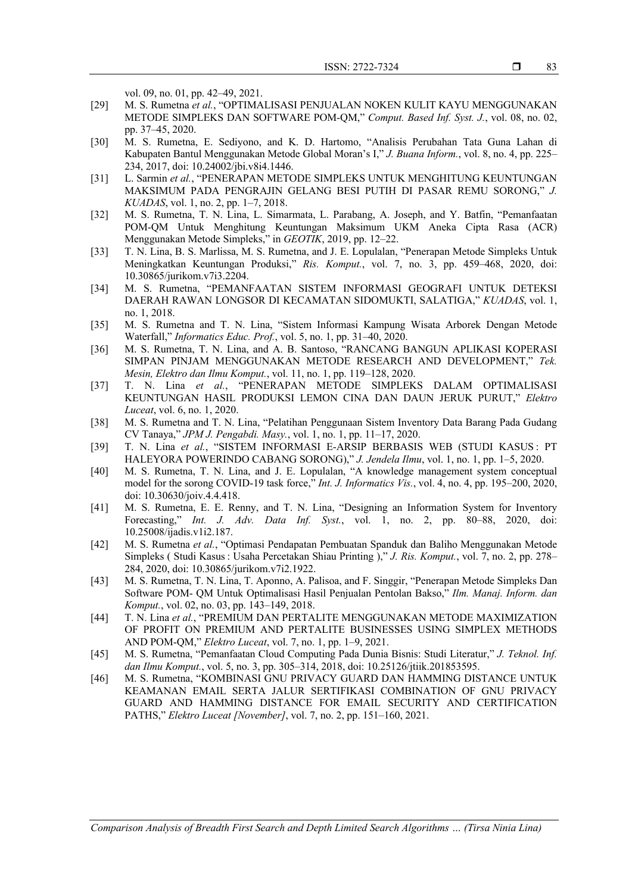vol. 09, no. 01, pp. 42–49, 2021.

[29] M. S. Rumetna *et al.*, "OPTIMALISASI PENJUALAN NOKEN KULIT KAYU MENGGUNAKAN METODE SIMPLEKS DAN SOFTWARE POM-QM," *Comput. Based Inf. Syst. J.*, vol. 08, no. 02, pp. 37–45, 2020.

[30] M. S. Rumetna, E. Sediyono, and K. D. Hartomo, "Analisis Perubahan Tata Guna Lahan di Kabupaten Bantul Menggunakan Metode Global Moran's I," *J. Buana Inform.*, vol. 8, no. 4, pp. 225–234, 2017, doi: 10.24002/jbi.v8i4.1446.

[31] L. Sarmin *et al.*, "PENERAPAN METODE SIMPLEKS UNTUK MENGHITUNG KEUNTUNGAN MAKSIMUM PADA PENGRAJIN GELANG BESI PUTIH DI PASAR REMU SORONG," *J. KUADAS*, vol. 1, no. 2, pp. 1–7, 2018.

[32] M. S. Rumetna, T. N. Lina, L. Simarmata, L. Parabang, A. Joseph, and Y. Batfin, "Pemanfaatan POM-QM Untuk Menghitung Keuntungan Maksimum UKM Aneka Cipta Rasa (ACR) Menggunakan Metode Simpleks," in *GEOTIK*, 2019, pp. 12–22.

[33] T. N. Lina, B. S. Marlissa, M. S. Rumetna, and J. E. Lopulalan, "Penerapan Metode Simpleks Untuk Meningkatkan Keuntungan Produksi," *Ris. Komput.*, vol. 7, no. 3, pp. 459–468, 2020, doi: 10.30865/jurikom.v7i3.2204.

[34] M. S. Rumetna, "PEMANFAATAN SISTEM INFORMASI GEOGRAFI UNTUK DETEKSI DAERAH RAWAN LONGSOR DI KECAMATAN SIDOMUKTI, SALATIGA," *KUADAS*, vol. 1, no. 1, 2018.

[35] M. S. Rumetna and T. N. Lina, "Sistem Informasi Kampung Wisata Arborek Dengan Metode Waterfall," *Informatics Educ. Prof.*, vol. 5, no. 1, pp. 31–40, 2020.

[36] M. S. Rumetna, T. N. Lina, and A. B. Santoso, "RANCANG BANGUN APLIKASI KOPERASI SIMPAN PINJAM MENGGUNAKAN METODE RESEARCH AND DEVELOPMENT," *Tek. Mesin, Elektro dan Ilmu Komput.*, vol. 11, no. 1, pp. 119–128, 2020.

[37] T. N. Lina *et al.*, "PENERAPAN METODE SIMPLEKS DALAM OPTIMALISASI KEUNTUNGAN HASIL PRODUKSI LEMON CINA DAN DAUN JERUK PURUT," *Elektro Luceat*, vol. 6, no. 1, 2020.

[38] M. S. Rumetna and T. N. Lina, "Pelatihan Penggunaan Sistem Inventory Data Barang Pada Gudang CV Tanaya," *JPM J. Pengabdi. Masy.*, vol. 1, no. 1, pp. 11–17, 2020.

[39] T. N. Lina *et al.*, "SISTEM INFORMASI E-ARSIP BERBASIS WEB (STUDI KASUS : PT HALEYORA POWERINDO CABANG SORONG)," *J. Jendela Ilmu*, vol. 1, no. 1, pp. 1–5, 2020.

[40] M. S. Rumetna, T. N. Lina, and J. E. Lopulalan, "A knowledge management system conceptual model for the sorong COVID-19 task force," *Int. J. Informatics Vis.*, vol. 4, no. 4, pp. 195–200, 2020, doi: 10.30630/joiv.4.4.418.

[41] M. S. Rumetna, E. E. Renny, and T. N. Lina, "Designing an Information System for Inventory Forecasting," *Int. J. Adv. Data Inf. Syst.*, vol. 1, no. 2, pp. 80–88, 2020, doi: 10.25008/ijadis.v1i2.187.

[42] M. S. Rumetna *et al.*, "Optimasi Pendapatan Pembuatan Spanduk dan Baliho Menggunakan Metode Simpleks ( Studi Kasus : Usaha Percetakan Shiau Printing )," *J. Ris. Komput.*, vol. 7, no. 2, pp. 278–284, 2020, doi: 10.30865/jurikom.v7i2.1922.

[43] M. S. Rumetna, T. N. Lina, T. Aponno, A. Palisoa, and F. Singgir, "Penerapan Metode Simpleks Dan Software POM- QM Untuk Optimalisasi Hasil Penjualan Pentolan Bakso," *Ilm. Manaj. Inform. dan Komput.*, vol. 02, no. 03, pp. 143–149, 2018.

[44] T. N. Lina *et al.*, "PREMIUM DAN PERTALITE MENGGUNAKAN METODE MAXIMIZATION OF PROFIT ON PREMIUM AND PERTALITE BUSINESSES USING SIMPLEX METHODS AND POM-QM," *Elektro Luceat*, vol. 7, no. 1, pp. 1–9, 2021.

[45] M. S. Rumetna, "Pemanfaatan Cloud Computing Pada Dunia Bisnis: Studi Literatur," *J. Teknol. Inf. dan Ilmu Komput.*, vol. 5, no. 3, pp. 305–314, 2018, doi: 10.25126/jtiik.201853595.

[46] M. S. Rumetna, "KOMBINASI GNU PRIVACY GUARD DAN HAMMING DISTANCE UNTUK KEAMANAN EMAIL SERTA JALUR SERTIFIKASI COMBINATION OF GNU PRIVACY GUARD AND HAMMING DISTANCE FOR EMAIL SECURITY AND CERTIFICATION PATHS," *Elektro Luceat [November]*, vol. 7, no. 2, pp. 151–160, 2021.